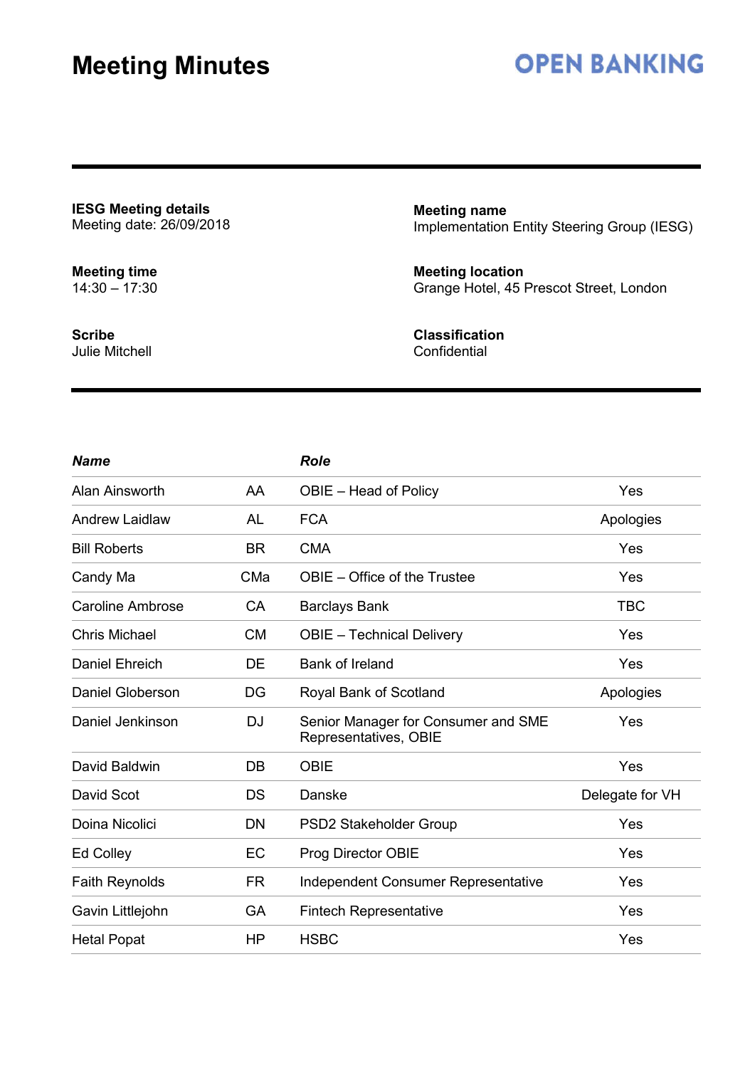# Meeting Minutes

OPEN BANKING

**IESG Meeting details**
Meeting date: 26/09/2018

**Meeting name**
Implementation Entity Steering Group (IESG)

**Meeting time**
14:30 – 17:30

**Meeting location**
Grange Hotel, 45 Prescot Street, London

**Scribe**
Julie Mitchell

**Classification**
Confidential

| ***Name*** | | ***Role*** | |
|---|---|---|---|
| Alan Ainsworth | AA | OBIE – Head of Policy | Yes |
| Andrew Laidlaw | AL | FCA | Apologies |
| Bill Roberts | BR | CMA | Yes |
| Candy Ma | CMa | OBIE – Office of the Trustee | Yes |
| Caroline Ambrose | CA | Barclays Bank | TBC |
| Chris Michael | CM | OBIE – Technical Delivery | Yes |
| Daniel Ehreich | DE | Bank of Ireland | Yes |
| Daniel Globerson | DG | Royal Bank of Scotland | Apologies |
| Daniel Jenkinson | DJ | Senior Manager for Consumer and SME Representatives, OBIE | Yes |
| David Baldwin | DB | OBIE | Yes |
| David Scot | DS | Danske | Delegate for VH |
| Doina Nicolici | DN | PSD2 Stakeholder Group | Yes |
| Ed Colley | EC | Prog Director OBIE | Yes |
| Faith Reynolds | FR | Independent Consumer Representative | Yes |
| Gavin Littlejohn | GA | Fintech Representative | Yes |
| Hetal Popat | HP | HSBC | Yes |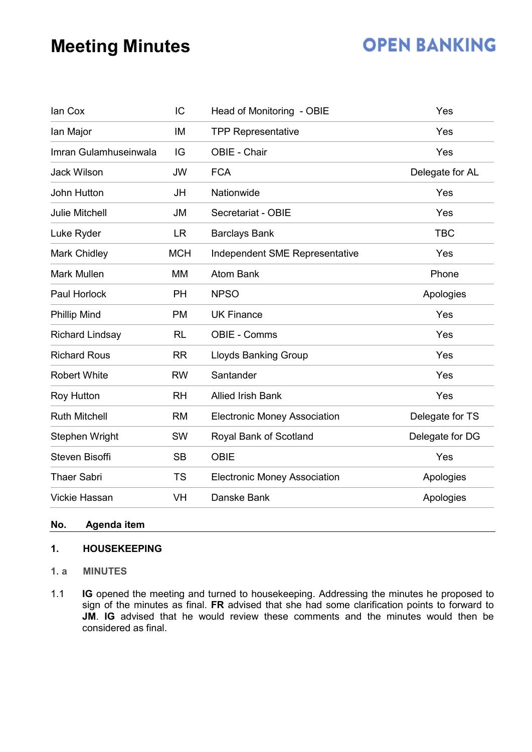# Meeting Minutes

| | | | |
|---|---|---|---|
| Ian Cox | IC | Head of Monitoring - OBIE | Yes |
| Ian Major | IM | TPP Representative | Yes |
| Imran Gulamhuseinwala | IG | OBIE - Chair | Yes |
| Jack Wilson | JW | FCA | Delegate for AL |
| John Hutton | JH | Nationwide | Yes |
| Julie Mitchell | JM | Secretariat - OBIE | Yes |
| Luke Ryder | LR | Barclays Bank | TBC |
| Mark Chidley | MCH | Independent SME Representative | Yes |
| Mark Mullen | MM | Atom Bank | Phone |
| Paul Horlock | PH | NPSO | Apologies |
| Phillip Mind | PM | UK Finance | Yes |
| Richard Lindsay | RL | OBIE - Comms | Yes |
| Richard Rous | RR | Lloyds Banking Group | Yes |
| Robert White | RW | Santander | Yes |
| Roy Hutton | RH | Allied Irish Bank | Yes |
| Ruth Mitchell | RM | Electronic Money Association | Delegate for TS |
| Stephen Wright | SW | Royal Bank of Scotland | Delegate for DG |
| Steven Bisoffi | SB | OBIE | Yes |
| Thaer Sabri | TS | Electronic Money Association | Apologies |
| Vickie Hassan | VH | Danske Bank | Apologies |

**No. Agenda item**

**1. HOUSEKEEPING**

**1. a MINUTES**

1.1 **IG** opened the meeting and turned to housekeeping. Addressing the minutes he proposed to sign of the minutes as final. **FR** advised that she had some clarification points to forward to **JM**. **IG** advised that he would review these comments and the minutes would then be considered as final.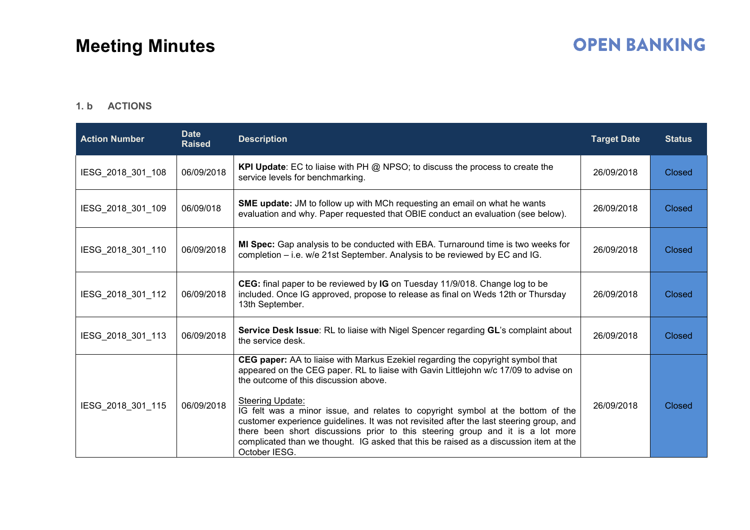# Meeting Minutes

## 1. b ACTIONS

| Action Number | Date Raised | Description | Target Date | Status |
|---|---|---|---|---|
| IESG_2018_301_108 | 06/09/2018 | **KPI Update**: EC to liaise with PH @ NPSO; to discuss the process to create the service levels for benchmarking. | 26/09/2018 | Closed |
| IESG_2018_301_109 | 06/09/018 | **SME update:** JM to follow up with MCh requesting an email on what he wants evaluation and why. Paper requested that OBIE conduct an evaluation (see below). | 26/09/2018 | Closed |
| IESG_2018_301_110 | 06/09/2018 | **MI Spec:** Gap analysis to be conducted with EBA. Turnaround time is two weeks for completion – i.e. w/e 21st September. Analysis to be reviewed by EC and IG. | 26/09/2018 | Closed |
| IESG_2018_301_112 | 06/09/2018 | **CEG:** final paper to be reviewed by **IG** on Tuesday 11/9/018. Change log to be included. Once IG approved, propose to release as final on Weds 12th or Thursday 13th September. | 26/09/2018 | Closed |
| IESG_2018_301_113 | 06/09/2018 | **Service Desk Issue**: RL to liaise with Nigel Spencer regarding **GL**'s complaint about the service desk. | 26/09/2018 | Closed |
| IESG_2018_301_115 | 06/09/2018 | **CEG paper:** AA to liaise with Markus Ezekiel regarding the copyright symbol that appeared on the CEG paper. RL to liaise with Gavin Littlejohn w/c 17/09 to advise on the outcome of this discussion above.<br><br><u>Steering Update:</u><br>IG felt was a minor issue, and relates to copyright symbol at the bottom of the customer experience guidelines. It was not revisited after the last steering group, and there been short discussions prior to this steering group and it is a lot more complicated than we thought. IG asked that this be raised as a discussion item at the October IESG. | 26/09/2018 | Closed |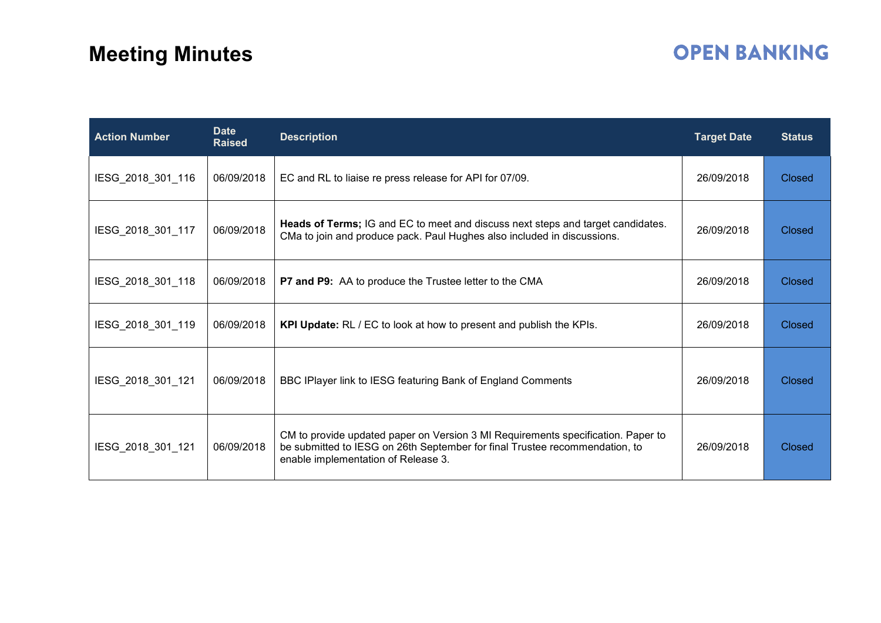# Meeting Minutes

**OPEN BANKING**

| Action Number | Date Raised | Description | Target Date | Status |
|---|---|---|---|---|
| IESG_2018_301_116 | 06/09/2018 | EC and RL to liaise re press release for API for 07/09. | 26/09/2018 | Closed |
| IESG_2018_301_117 | 06/09/2018 | **Heads of Terms;** IG and EC to meet and discuss next steps and target candidates. CMa to join and produce pack. Paul Hughes also included in discussions. | 26/09/2018 | Closed |
| IESG_2018_301_118 | 06/09/2018 | **P7 and P9:** AA to produce the Trustee letter to the CMA | 26/09/2018 | Closed |
| IESG_2018_301_119 | 06/09/2018 | **KPI Update:** RL / EC to look at how to present and publish the KPIs. | 26/09/2018 | Closed |
| IESG_2018_301_121 | 06/09/2018 | BBC IPlayer link to IESG featuring Bank of England Comments | 26/09/2018 | Closed |
| IESG_2018_301_121 | 06/09/2018 | CM to provide updated paper on Version 3 MI Requirements specification. Paper to be submitted to IESG on 26th September for final Trustee recommendation, to enable implementation of Release 3. | 26/09/2018 | Closed |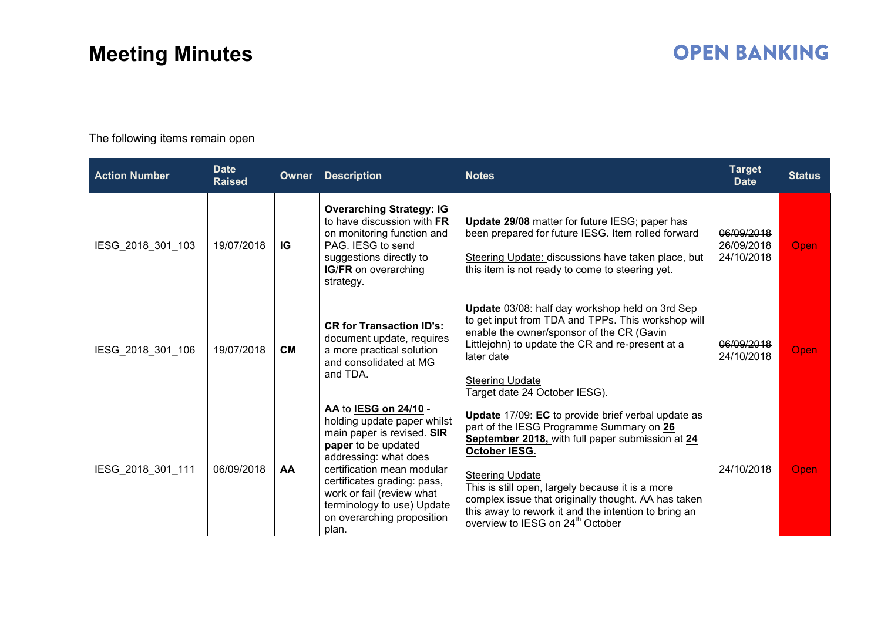The following items remain open

| Action Number | Date Raised | Owner | Description | Notes | Target Date | Status |
|---|---|---|---|---|---|---|
| IESG_2018_301_103 | 19/07/2018 | **IG** | **Overarching Strategy: IG** to have discussion with **FR** on monitoring function and PAG. IESG to send suggestions directly to **IG**/**FR** on overarching strategy. | **Update 29/08** matter for future IESG; paper has been prepared for future IESG. Item rolled forward<br><br>Steering Update: discussions have taken place, but this item is not ready to come to steering yet. | ~~06/09/2018~~<br>26/09/2018<br>24/10/2018 | Open |
| IESG_2018_301_106 | 19/07/2018 | **CM** | **CR for Transaction ID's:** document update, requires a more practical solution and consolidated at MG and TDA. | **Update** 03/08: half day workshop held on 3rd Sep to get input from TDA and TPPs. This workshop will enable the owner/sponsor of the CR (Gavin Littlejohn) to update the CR and re-present at a later date<br><br>Steering Update<br>Target date 24 October IESG). | ~~06/09/2018~~<br>24/10/2018 | Open |
| IESG_2018_301_111 | 06/09/2018 | **AA** | **AA** to **IESG on 24/10** - holding update paper whilst main paper is revised. **SIR paper** to be updated addressing: what does certification mean modular certificates grading: pass, work or fail (review what terminology to use) Update on overarching proposition plan. | **Update** 17/09: **EC** to provide brief verbal update as part of the IESG Programme Summary on **26 September 2018,** with full paper submission at **24 October IESG.**<br><br>Steering Update<br>This is still open, largely because it is a more complex issue that originally thought. AA has taken this away to rework it and the intention to bring an overview to IESG on 24th October | 24/10/2018 | Open |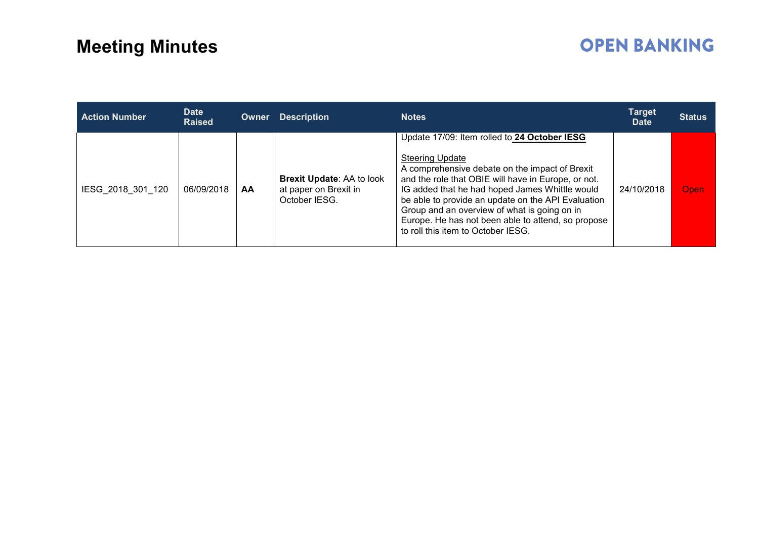# Meeting Minutes

| Action Number | Date Raised | Owner | Description | Notes | Target Date | Status |
|---|---|---|---|---|---|---|
| IESG_2018_301_120 | 06/09/2018 | **AA** | **Brexit Update**: AA to look at paper on Brexit in October IESG. | Update 17/09: Item rolled to **24 October IESG**<br><br>Steering Update<br>A comprehensive debate on the impact of Brexit and the role that OBIE will have in Europe, or not. IG added that he had hoped James Whittle would be able to provide an update on the API Evaluation Group and an overview of what is going on in Europe. He has not been able to attend, so propose to roll this item to October IESG. | 24/10/2018 | Open |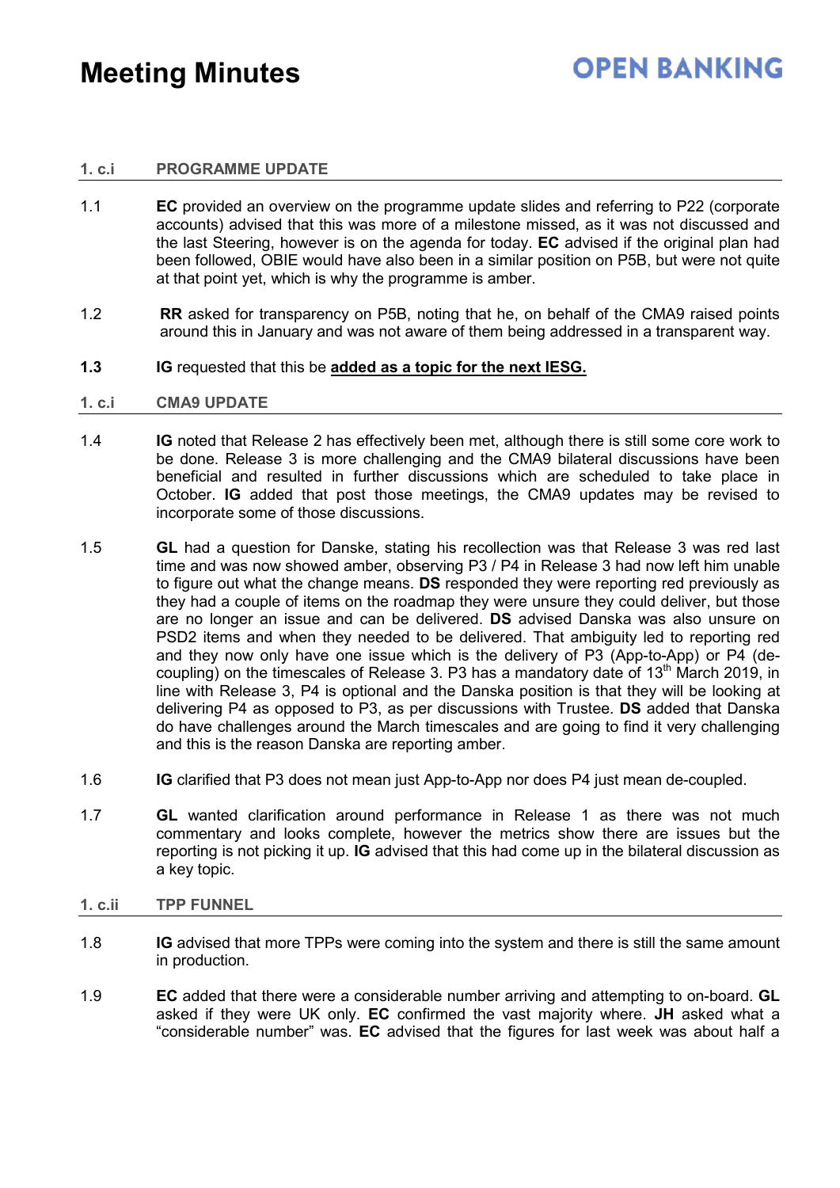# Meeting Minutes

## 1. c.i PROGRAMME UPDATE

1.1 **EC** provided an overview on the programme update slides and referring to P22 (corporate accounts) advised that this was more of a milestone missed, as it was not discussed and the last Steering, however is on the agenda for today. **EC** advised if the original plan had been followed, OBIE would have also been in a similar position on P5B, but were not quite at that point yet, which is why the programme is amber.

1.2 **RR** asked for transparency on P5B, noting that he, on behalf of the CMA9 raised points around this in January and was not aware of them being addressed in a transparent way.

**1.3** **IG** requested that this be **added as a topic for the next IESG.**

## 1. c.i CMA9 UPDATE

1.4 **IG** noted that Release 2 has effectively been met, although there is still some core work to be done. Release 3 is more challenging and the CMA9 bilateral discussions have been beneficial and resulted in further discussions which are scheduled to take place in October. **IG** added that post those meetings, the CMA9 updates may be revised to incorporate some of those discussions.

1.5 **GL** had a question for Danske, stating his recollection was that Release 3 was red last time and was now showed amber, observing P3 / P4 in Release 3 had now left him unable to figure out what the change means. **DS** responded they were reporting red previously as they had a couple of items on the roadmap they were unsure they could deliver, but those are no longer an issue and can be delivered. **DS** advised Danska was also unsure on PSD2 items and when they needed to be delivered. That ambiguity led to reporting red and they now only have one issue which is the delivery of P3 (App-to-App) or P4 (de-coupling) on the timescales of Release 3. P3 has a mandatory date of 13th March 2019, in line with Release 3, P4 is optional and the Danska position is that they will be looking at delivering P4 as opposed to P3, as per discussions with Trustee. **DS** added that Danska do have challenges around the March timescales and are going to find it very challenging and this is the reason Danska are reporting amber.

1.6 **IG** clarified that P3 does not mean just App-to-App nor does P4 just mean de-coupled.

1.7 **GL** wanted clarification around performance in Release 1 as there was not much commentary and looks complete, however the metrics show there are issues but the reporting is not picking it up. **IG** advised that this had come up in the bilateral discussion as a key topic.

## 1. c.ii TPP FUNNEL

1.8 **IG** advised that more TPPs were coming into the system and there is still the same amount in production.

1.9 **EC** added that there were a considerable number arriving and attempting to on-board. **GL** asked if they were UK only. **EC** confirmed the vast majority where. **JH** asked what a "considerable number" was. **EC** advised that the figures for last week was about half a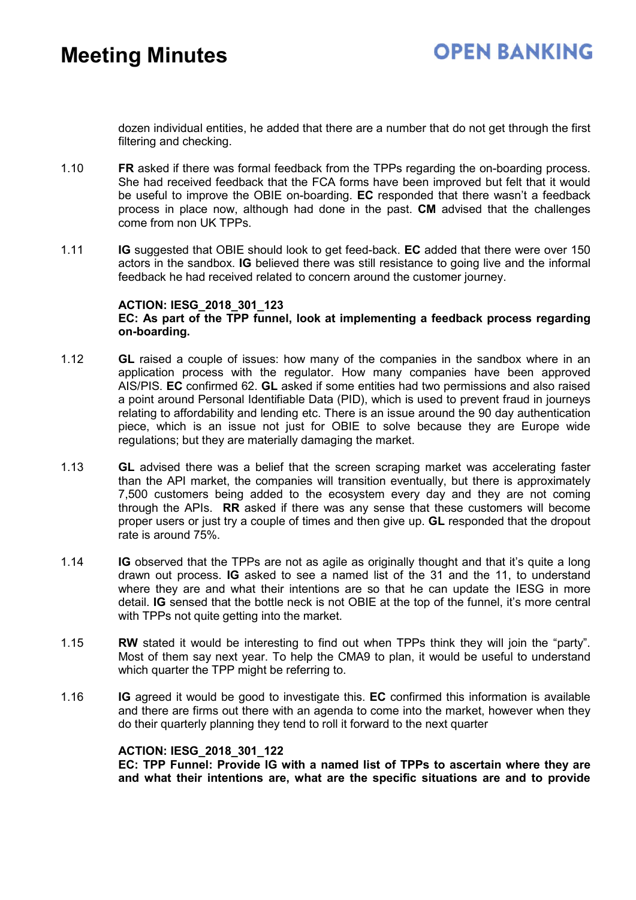dozen individual entities, he added that there are a number that do not get through the first filtering and checking.

1.10 **FR** asked if there was formal feedback from the TPPs regarding the on-boarding process. She had received feedback that the FCA forms have been improved but felt that it would be useful to improve the OBIE on-boarding. **EC** responded that there wasn't a feedback process in place now, although had done in the past. **CM** advised that the challenges come from non UK TPPs.

1.11 **IG** suggested that OBIE should look to get feed-back. **EC** added that there were over 150 actors in the sandbox. **IG** believed there was still resistance to going live and the informal feedback he had received related to concern around the customer journey.

**ACTION: IESG_2018_301_123**
**EC: As part of the TPP funnel, look at implementing a feedback process regarding on-boarding.**

1.12 **GL** raised a couple of issues: how many of the companies in the sandbox where in an application process with the regulator. How many companies have been approved AIS/PIS. **EC** confirmed 62. **GL** asked if some entities had two permissions and also raised a point around Personal Identifiable Data (PID), which is used to prevent fraud in journeys relating to affordability and lending etc. There is an issue around the 90 day authentication piece, which is an issue not just for OBIE to solve because they are Europe wide regulations; but they are materially damaging the market.

1.13 **GL** advised there was a belief that the screen scraping market was accelerating faster than the API market, the companies will transition eventually, but there is approximately 7,500 customers being added to the ecosystem every day and they are not coming through the APIs. **RR** asked if there was any sense that these customers will become proper users or just try a couple of times and then give up. **GL** responded that the dropout rate is around 75%.

1.14 **IG** observed that the TPPs are not as agile as originally thought and that it's quite a long drawn out process. **IG** asked to see a named list of the 31 and the 11, to understand where they are and what their intentions are so that he can update the IESG in more detail. **IG** sensed that the bottle neck is not OBIE at the top of the funnel, it's more central with TPPs not quite getting into the market.

1.15 **RW** stated it would be interesting to find out when TPPs think they will join the "party". Most of them say next year. To help the CMA9 to plan, it would be useful to understand which quarter the TPP might be referring to.

1.16 **IG** agreed it would be good to investigate this. **EC** confirmed this information is available and there are firms out there with an agenda to come into the market, however when they do their quarterly planning they tend to roll it forward to the next quarter

**ACTION: IESG_2018_301_122**
**EC: TPP Funnel: Provide IG with a named list of TPPs to ascertain where they are and what their intentions are, what are the specific situations are and to provide**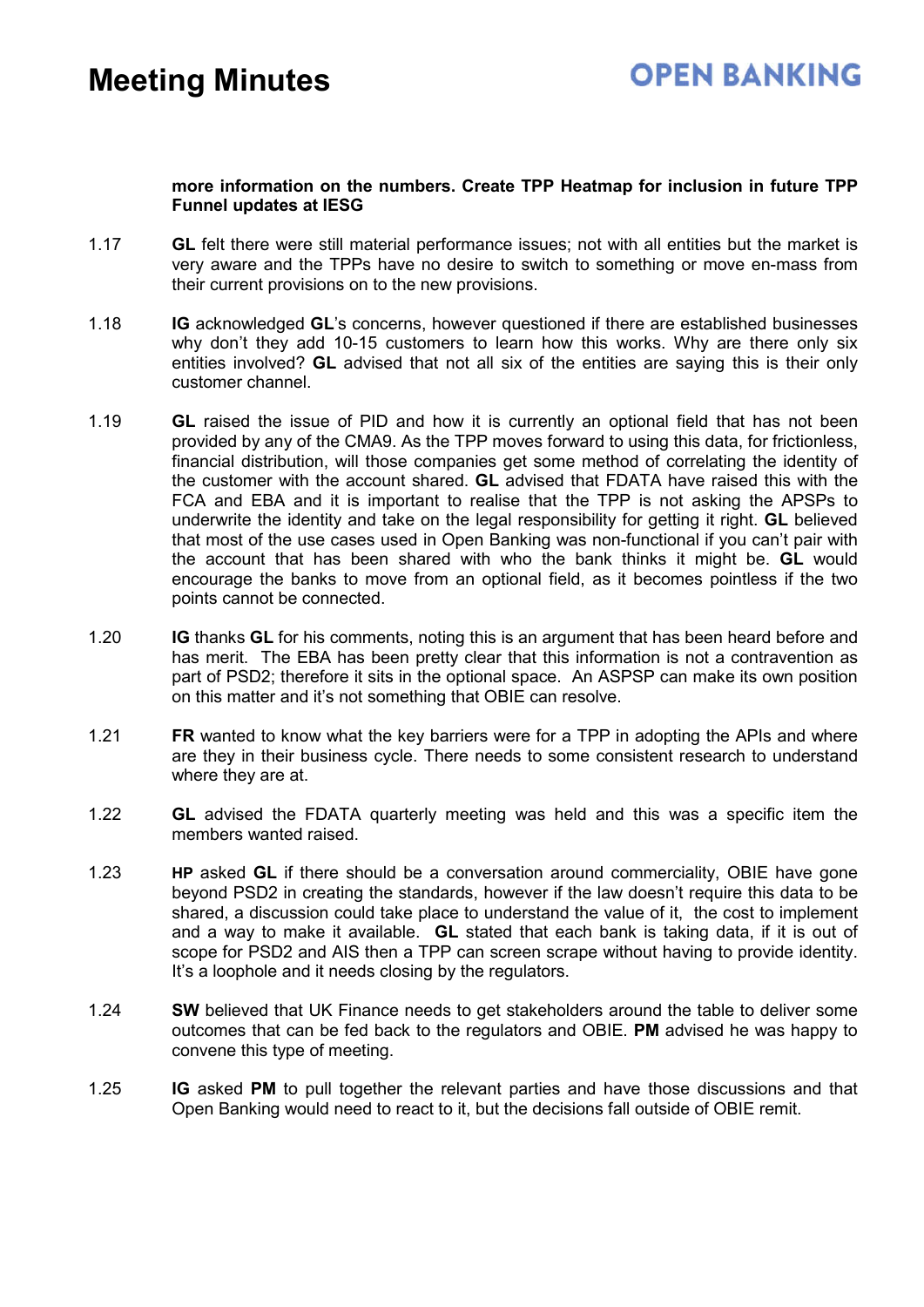**more information on the numbers. Create TPP Heatmap for inclusion in future TPP Funnel updates at IESG**

1.17 **GL** felt there were still material performance issues; not with all entities but the market is very aware and the TPPs have no desire to switch to something or move en-mass from their current provisions on to the new provisions.

1.18 **IG** acknowledged **GL**'s concerns, however questioned if there are established businesses why don't they add 10-15 customers to learn how this works. Why are there only six entities involved? **GL** advised that not all six of the entities are saying this is their only customer channel.

1.19 **GL** raised the issue of PID and how it is currently an optional field that has not been provided by any of the CMA9. As the TPP moves forward to using this data, for frictionless, financial distribution, will those companies get some method of correlating the identity of the customer with the account shared. **GL** advised that FDATA have raised this with the FCA and EBA and it is important to realise that the TPP is not asking the APSPs to underwrite the identity and take on the legal responsibility for getting it right. **GL** believed that most of the use cases used in Open Banking was non-functional if you can't pair with the account that has been shared with who the bank thinks it might be. **GL** would encourage the banks to move from an optional field, as it becomes pointless if the two points cannot be connected.

1.20 **IG** thanks **GL** for his comments, noting this is an argument that has been heard before and has merit. The EBA has been pretty clear that this information is not a contravention as part of PSD2; therefore it sits in the optional space. An ASPSP can make its own position on this matter and it's not something that OBIE can resolve.

1.21 **FR** wanted to know what the key barriers were for a TPP in adopting the APIs and where are they in their business cycle. There needs to some consistent research to understand where they are at.

1.22 **GL** advised the FDATA quarterly meeting was held and this was a specific item the members wanted raised.

1.23 **HP** asked **GL** if there should be a conversation around commerciality, OBIE have gone beyond PSD2 in creating the standards, however if the law doesn't require this data to be shared, a discussion could take place to understand the value of it, the cost to implement and a way to make it available. **GL** stated that each bank is taking data, if it is out of scope for PSD2 and AIS then a TPP can screen scrape without having to provide identity. It's a loophole and it needs closing by the regulators.

1.24 **SW** believed that UK Finance needs to get stakeholders around the table to deliver some outcomes that can be fed back to the regulators and OBIE. **PM** advised he was happy to convene this type of meeting.

1.25 **IG** asked **PM** to pull together the relevant parties and have those discussions and that Open Banking would need to react to it, but the decisions fall outside of OBIE remit.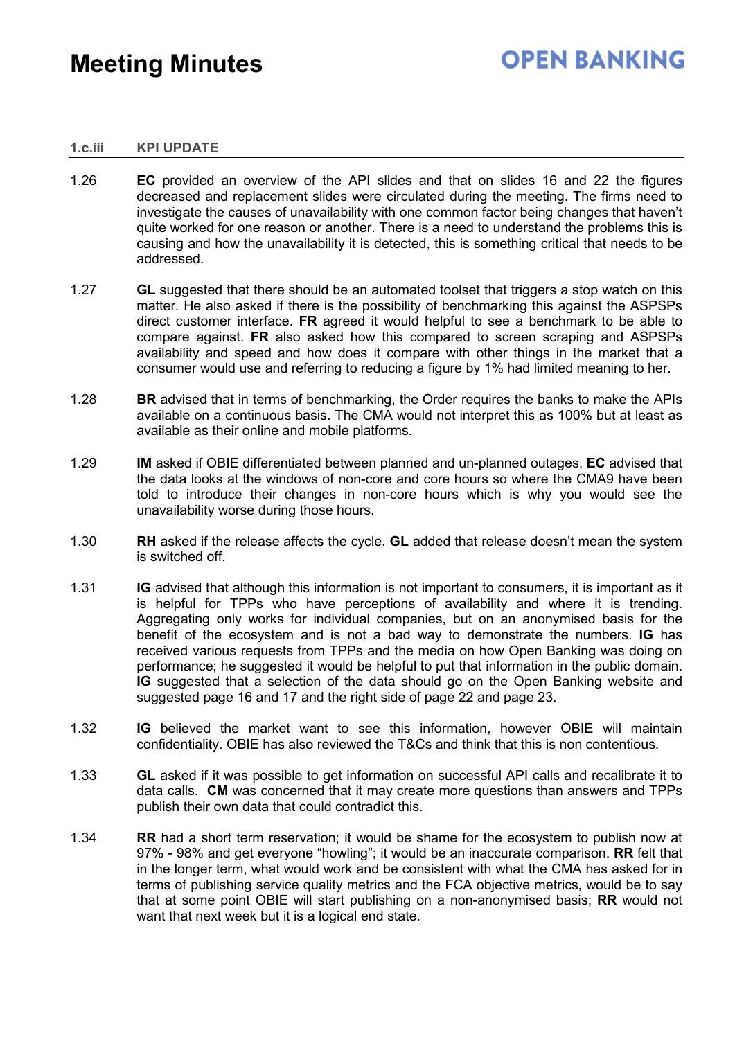| | |
|---|---|
| **1.c.iii** | **KPI UPDATE** |
| 1.26 | **EC** provided an overview of the API slides and that on slides 16 and 22 the figures decreased and replacement slides were circulated during the meeting. The firms need to investigate the causes of unavailability with one common factor being changes that haven't quite worked for one reason or another. There is a need to understand the problems this is causing and how the unavailability it is detected, this is something critical that needs to be addressed. |
| 1.27 | **GL** suggested that there should be an automated toolset that triggers a stop watch on this matter. He also asked if there is the possibility of benchmarking this against the ASPSPs direct customer interface. **FR** agreed it would helpful to see a benchmark to be able to compare against. **FR** also asked how this compared to screen scraping and ASPSPs availability and speed and how does it compare with other things in the market that a consumer would use and referring to reducing a figure by 1% had limited meaning to her. |
| 1.28 | **BR** advised that in terms of benchmarking, the Order requires the banks to make the APIs available on a continuous basis. The CMA would not interpret this as 100% but at least as available as their online and mobile platforms. |
| 1.29 | **IM** asked if OBIE differentiated between planned and un-planned outages. **EC** advised that the data looks at the windows of non-core and core hours so where the CMA9 have been told to introduce their changes in non-core hours which is why you would see the unavailability worse during those hours. |
| 1.30 | **RH** asked if the release affects the cycle. **GL** added that release doesn't mean the system is switched off. |
| 1.31 | **IG** advised that although this information is not important to consumers, it is important as it is helpful for TPPs who have perceptions of availability and where it is trending. Aggregating only works for individual companies, but on an anonymised basis for the benefit of the ecosystem and is not a bad way to demonstrate the numbers. **IG** has received various requests from TPPs and the media on how Open Banking was doing on performance; he suggested it would be helpful to put that information in the public domain. **IG** suggested that a selection of the data should go on the Open Banking website and suggested page 16 and 17 and the right side of page 22 and page 23. |
| 1.32 | **IG** believed the market want to see this information, however OBIE will maintain confidentiality. OBIE has also reviewed the T&Cs and think that this is non contentious. |
| 1.33 | **GL** asked if it was possible to get information on successful API calls and recalibrate it to data calls. **CM** was concerned that it may create more questions than answers and TPPs publish their own data that could contradict this. |
| 1.34 | **RR** had a short term reservation; it would be shame for the ecosystem to publish now at 97% - 98% and get everyone "howling"; it would be an inaccurate comparison. **RR** felt that in the longer term, what would work and be consistent with what the CMA has asked for in terms of publishing service quality metrics and the FCA objective metrics, would be to say that at some point OBIE will start publishing on a non-anonymised basis; **RR** would not want that next week but it is a logical end state. |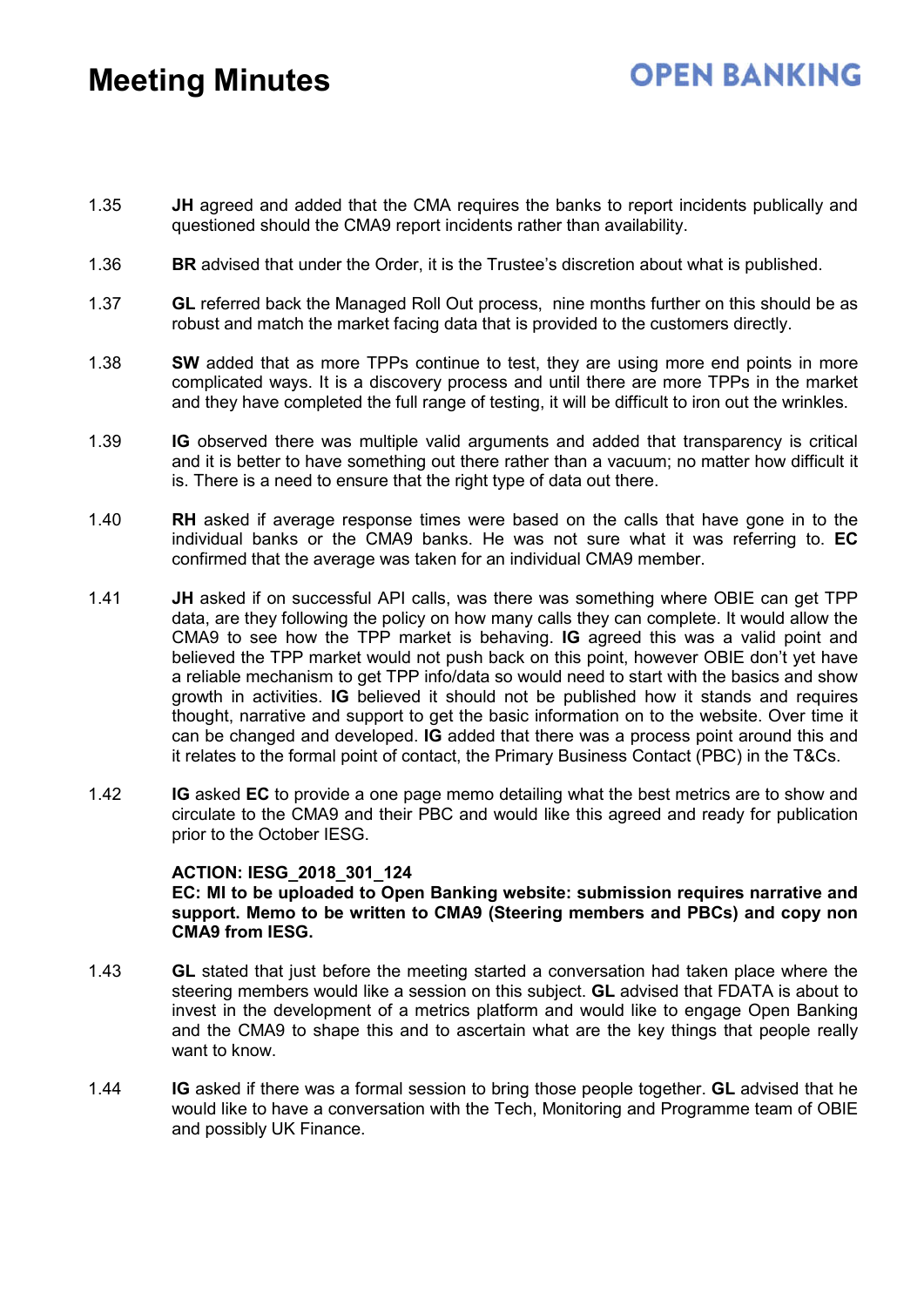| | |
|---|---|
| 1.35 | **JH** agreed and added that the CMA requires the banks to report incidents publically and questioned should the CMA9 report incidents rather than availability. |
| 1.36 | **BR** advised that under the Order, it is the Trustee's discretion about what is published. |
| 1.37 | **GL** referred back the Managed Roll Out process, nine months further on this should be as robust and match the market facing data that is provided to the customers directly. |
| 1.38 | **SW** added that as more TPPs continue to test, they are using more end points in more complicated ways. It is a discovery process and until there are more TPPs in the market and they have completed the full range of testing, it will be difficult to iron out the wrinkles. |
| 1.39 | **IG** observed there was multiple valid arguments and added that transparency is critical and it is better to have something out there rather than a vacuum; no matter how difficult it is. There is a need to ensure that the right type of data out there. |
| 1.40 | **RH** asked if average response times were based on the calls that have gone in to the individual banks or the CMA9 banks. He was not sure what it was referring to. **EC** confirmed that the average was taken for an individual CMA9 member. |
| 1.41 | **JH** asked if on successful API calls, was there was something where OBIE can get TPP data, are they following the policy on how many calls they can complete. It would allow the CMA9 to see how the TPP market is behaving. **IG** agreed this was a valid point and believed the TPP market would not push back on this point, however OBIE don't yet have a reliable mechanism to get TPP info/data so would need to start with the basics and show growth in activities. **IG** believed it should not be published how it stands and requires thought, narrative and support to get the basic information on to the website. Over time it can be changed and developed. **IG** added that there was a process point around this and it relates to the formal point of contact, the Primary Business Contact (PBC) in the T&Cs. |
| 1.42 | **IG** asked **EC** to provide a one page memo detailing what the best metrics are to show and circulate to the CMA9 and their PBC and would like this agreed and ready for publication prior to the October IESG.<br><br>**ACTION: IESG_2018_301_124**<br>**EC: MI to be uploaded to Open Banking website: submission requires narrative and support. Memo to be written to CMA9 (Steering members and PBCs) and copy non CMA9 from IESG.** |
| 1.43 | **GL** stated that just before the meeting started a conversation had taken place where the steering members would like a session on this subject. **GL** advised that FDATA is about to invest in the development of a metrics platform and would like to engage Open Banking and the CMA9 to shape this and to ascertain what are the key things that people really want to know. |
| 1.44 | **IG** asked if there was a formal session to bring those people together. **GL** advised that he would like to have a conversation with the Tech, Monitoring and Programme team of OBIE and possibly UK Finance. |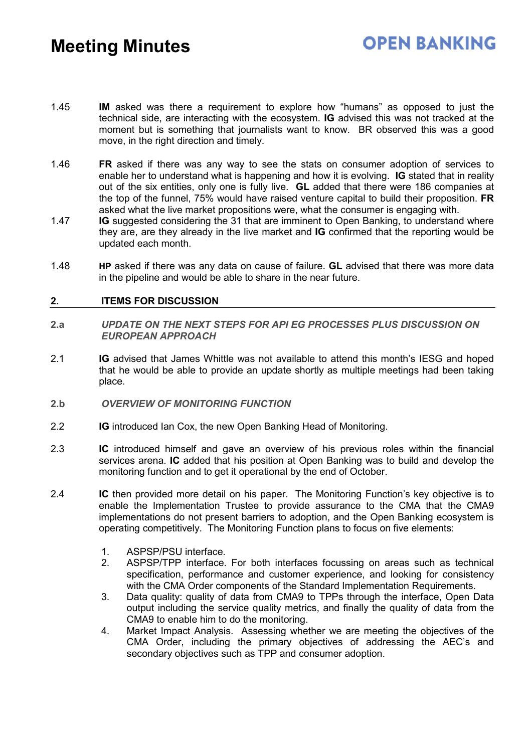1.45 **IM** asked was there a requirement to explore how "humans" as opposed to just the technical side, are interacting with the ecosystem. **IG** advised this was not tracked at the moment but is something that journalists want to know. BR observed this was a good move, in the right direction and timely.

1.46 **FR** asked if there was any way to see the stats on consumer adoption of services to enable her to understand what is happening and how it is evolving. **IG** stated that in reality out of the six entities, only one is fully live. **GL** added that there were 186 companies at the top of the funnel, 75% would have raised venture capital to build their proposition. **FR** asked what the live market propositions were, what the consumer is engaging with.

1.47 **IG** suggested considering the 31 that are imminent to Open Banking, to understand where they are, are they already in the live market and **IG** confirmed that the reporting would be updated each month.

1.48 **HP** asked if there was any data on cause of failure. **GL** advised that there was more data in the pipeline and would be able to share in the near future.

## 2. ITEMS FOR DISCUSSION

**2.a** ***UPDATE ON THE NEXT STEPS FOR API EG PROCESSES PLUS DISCUSSION ON EUROPEAN APPROACH***

2.1 **IG** advised that James Whittle was not available to attend this month's IESG and hoped that he would be able to provide an update shortly as multiple meetings had been taking place.

**2.b** ***OVERVIEW OF MONITORING FUNCTION***

2.2 **IG** introduced Ian Cox, the new Open Banking Head of Monitoring.

2.3 **IC** introduced himself and gave an overview of his previous roles within the financial services arena. **IC** added that his position at Open Banking was to build and develop the monitoring function and to get it operational by the end of October.

2.4 **IC** then provided more detail on his paper. The Monitoring Function's key objective is to enable the Implementation Trustee to provide assurance to the CMA that the CMA9 implementations do not present barriers to adoption, and the Open Banking ecosystem is operating competitively. The Monitoring Function plans to focus on five elements:

1. ASPSP/PSU interface.
2. ASPSP/TPP interface. For both interfaces focussing on areas such as technical specification, performance and customer experience, and looking for consistency with the CMA Order components of the Standard Implementation Requirements.
3. Data quality: quality of data from CMA9 to TPPs through the interface, Open Data output including the service quality metrics, and finally the quality of data from the CMA9 to enable him to do the monitoring.
4. Market Impact Analysis. Assessing whether we are meeting the objectives of the CMA Order, including the primary objectives of addressing the AEC's and secondary objectives such as TPP and consumer adoption.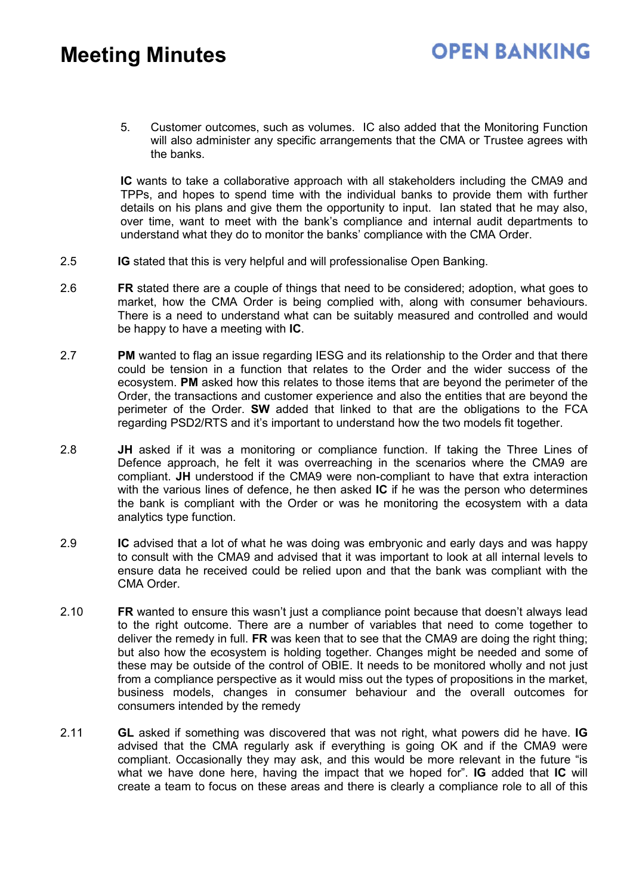5. Customer outcomes, such as volumes. IC also added that the Monitoring Function will also administer any specific arrangements that the CMA or Trustee agrees with the banks.

**IC** wants to take a collaborative approach with all stakeholders including the CMA9 and TPPs, and hopes to spend time with the individual banks to provide them with further details on his plans and give them the opportunity to input. Ian stated that he may also, over time, want to meet with the bank's compliance and internal audit departments to understand what they do to monitor the banks' compliance with the CMA Order.

2.5 **IG** stated that this is very helpful and will professionalise Open Banking.

2.6 **FR** stated there are a couple of things that need to be considered; adoption, what goes to market, how the CMA Order is being complied with, along with consumer behaviours. There is a need to understand what can be suitably measured and controlled and would be happy to have a meeting with **IC**.

2.7 **PM** wanted to flag an issue regarding IESG and its relationship to the Order and that there could be tension in a function that relates to the Order and the wider success of the ecosystem. **PM** asked how this relates to those items that are beyond the perimeter of the Order, the transactions and customer experience and also the entities that are beyond the perimeter of the Order. **SW** added that linked to that are the obligations to the FCA regarding PSD2/RTS and it's important to understand how the two models fit together.

2.8 **JH** asked if it was a monitoring or compliance function. If taking the Three Lines of Defence approach, he felt it was overreaching in the scenarios where the CMA9 are compliant. **JH** understood if the CMA9 were non-compliant to have that extra interaction with the various lines of defence, he then asked **IC** if he was the person who determines the bank is compliant with the Order or was he monitoring the ecosystem with a data analytics type function.

2.9 **IC** advised that a lot of what he was doing was embryonic and early days and was happy to consult with the CMA9 and advised that it was important to look at all internal levels to ensure data he received could be relied upon and that the bank was compliant with the CMA Order.

2.10 **FR** wanted to ensure this wasn't just a compliance point because that doesn't always lead to the right outcome. There are a number of variables that need to come together to deliver the remedy in full. **FR** was keen that to see that the CMA9 are doing the right thing; but also how the ecosystem is holding together. Changes might be needed and some of these may be outside of the control of OBIE. It needs to be monitored wholly and not just from a compliance perspective as it would miss out the types of propositions in the market, business models, changes in consumer behaviour and the overall outcomes for consumers intended by the remedy

2.11 **GL** asked if something was discovered that was not right, what powers did he have. **IG** advised that the CMA regularly ask if everything is going OK and if the CMA9 were compliant. Occasionally they may ask, and this would be more relevant in the future "is what we have done here, having the impact that we hoped for". **IG** added that **IC** will create a team to focus on these areas and there is clearly a compliance role to all of this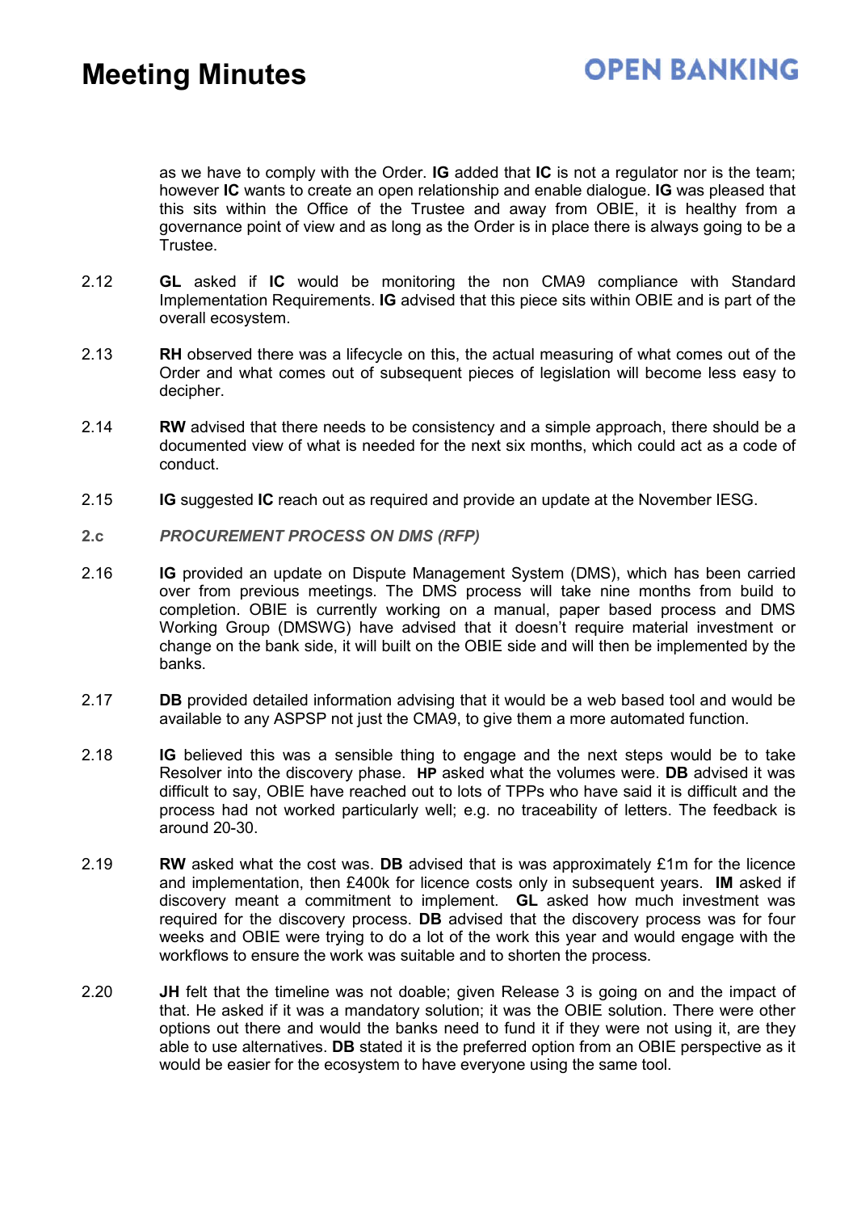as we have to comply with the Order. **IG** added that **IC** is not a regulator nor is the team; however **IC** wants to create an open relationship and enable dialogue. **IG** was pleased that this sits within the Office of the Trustee and away from OBIE, it is healthy from a governance point of view and as long as the Order is in place there is always going to be a Trustee.

2.12 **GL** asked if **IC** would be monitoring the non CMA9 compliance with Standard Implementation Requirements. **IG** advised that this piece sits within OBIE and is part of the overall ecosystem.

2.13 **RH** observed there was a lifecycle on this, the actual measuring of what comes out of the Order and what comes out of subsequent pieces of legislation will become less easy to decipher.

2.14 **RW** advised that there needs to be consistency and a simple approach, there should be a documented view of what is needed for the next six months, which could act as a code of conduct.

2.15 **IG** suggested **IC** reach out as required and provide an update at the November IESG.

**2.c** ***PROCUREMENT PROCESS ON DMS (RFP)***

2.16 **IG** provided an update on Dispute Management System (DMS), which has been carried over from previous meetings. The DMS process will take nine months from build to completion. OBIE is currently working on a manual, paper based process and DMS Working Group (DMSWG) have advised that it doesn't require material investment or change on the bank side, it will built on the OBIE side and will then be implemented by the banks.

2.17 **DB** provided detailed information advising that it would be a web based tool and would be available to any ASPSP not just the CMA9, to give them a more automated function.

2.18 **IG** believed this was a sensible thing to engage and the next steps would be to take Resolver into the discovery phase. **HP** asked what the volumes were. **DB** advised it was difficult to say, OBIE have reached out to lots of TPPs who have said it is difficult and the process had not worked particularly well; e.g. no traceability of letters. The feedback is around 20-30.

2.19 **RW** asked what the cost was. **DB** advised that is was approximately £1m for the licence and implementation, then £400k for licence costs only in subsequent years. **IM** asked if discovery meant a commitment to implement. **GL** asked how much investment was required for the discovery process. **DB** advised that the discovery process was for four weeks and OBIE were trying to do a lot of the work this year and would engage with the workflows to ensure the work was suitable and to shorten the process.

2.20 **JH** felt that the timeline was not doable; given Release 3 is going on and the impact of that. He asked if it was a mandatory solution; it was the OBIE solution. There were other options out there and would the banks need to fund it if they were not using it, are they able to use alternatives. **DB** stated it is the preferred option from an OBIE perspective as it would be easier for the ecosystem to have everyone using the same tool.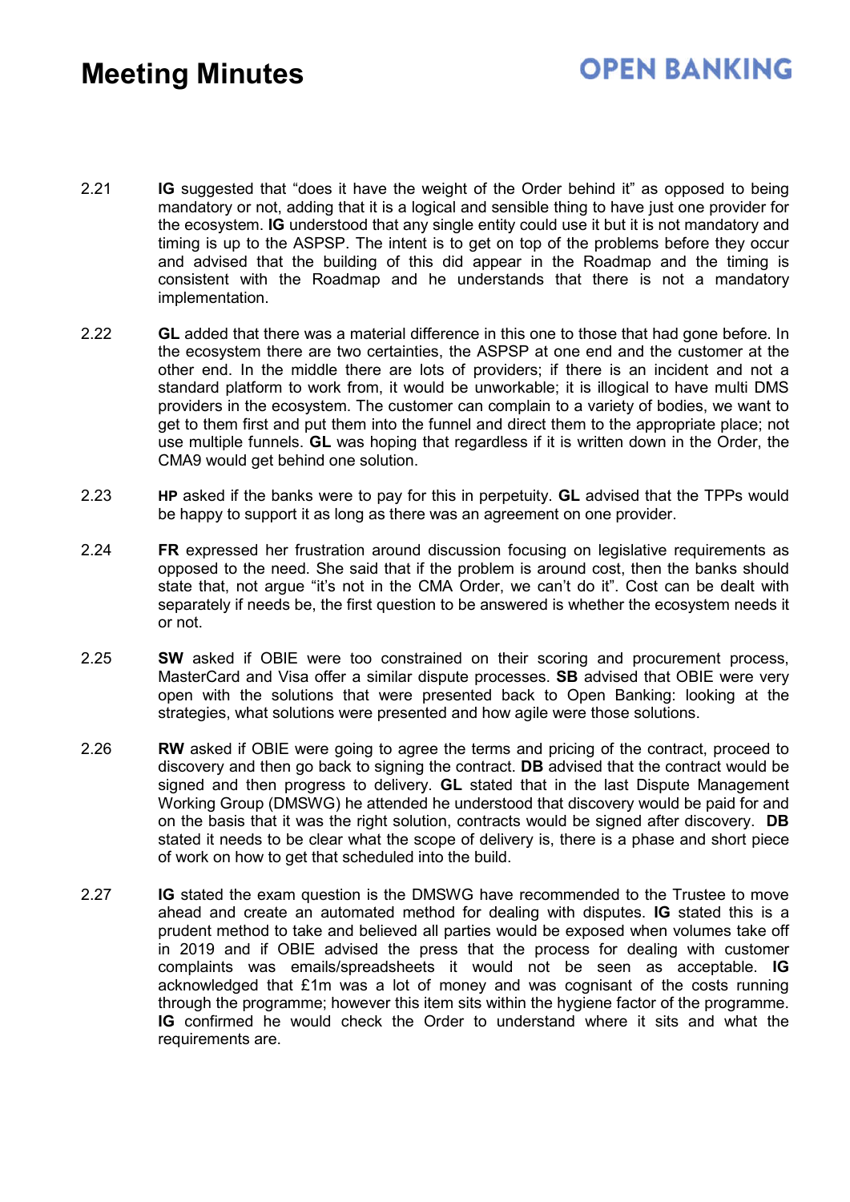# Meeting Minutes

2.21 **IG** suggested that "does it have the weight of the Order behind it" as opposed to being mandatory or not, adding that it is a logical and sensible thing to have just one provider for the ecosystem. **IG** understood that any single entity could use it but it is not mandatory and timing is up to the ASPSP. The intent is to get on top of the problems before they occur and advised that the building of this did appear in the Roadmap and the timing is consistent with the Roadmap and he understands that there is not a mandatory implementation.

2.22 **GL** added that there was a material difference in this one to those that had gone before. In the ecosystem there are two certainties, the ASPSP at one end and the customer at the other end. In the middle there are lots of providers; if there is an incident and not a standard platform to work from, it would be unworkable; it is illogical to have multi DMS providers in the ecosystem. The customer can complain to a variety of bodies, we want to get to them first and put them into the funnel and direct them to the appropriate place; not use multiple funnels. **GL** was hoping that regardless if it is written down in the Order, the CMA9 would get behind one solution.

2.23 **HP** asked if the banks were to pay for this in perpetuity. **GL** advised that the TPPs would be happy to support it as long as there was an agreement on one provider.

2.24 **FR** expressed her frustration around discussion focusing on legislative requirements as opposed to the need. She said that if the problem is around cost, then the banks should state that, not argue "it's not in the CMA Order, we can't do it". Cost can be dealt with separately if needs be, the first question to be answered is whether the ecosystem needs it or not.

2.25 **SW** asked if OBIE were too constrained on their scoring and procurement process, MasterCard and Visa offer a similar dispute processes. **SB** advised that OBIE were very open with the solutions that were presented back to Open Banking: looking at the strategies, what solutions were presented and how agile were those solutions.

2.26 **RW** asked if OBIE were going to agree the terms and pricing of the contract, proceed to discovery and then go back to signing the contract. **DB** advised that the contract would be signed and then progress to delivery. **GL** stated that in the last Dispute Management Working Group (DMSWG) he attended he understood that discovery would be paid for and on the basis that it was the right solution, contracts would be signed after discovery. **DB** stated it needs to be clear what the scope of delivery is, there is a phase and short piece of work on how to get that scheduled into the build.

2.27 **IG** stated the exam question is the DMSWG have recommended to the Trustee to move ahead and create an automated method for dealing with disputes. **IG** stated this is a prudent method to take and believed all parties would be exposed when volumes take off in 2019 and if OBIE advised the press that the process for dealing with customer complaints was emails/spreadsheets it would not be seen as acceptable. **IG** acknowledged that £1m was a lot of money and was cognisant of the costs running through the programme; however this item sits within the hygiene factor of the programme. **IG** confirmed he would check the Order to understand where it sits and what the requirements are.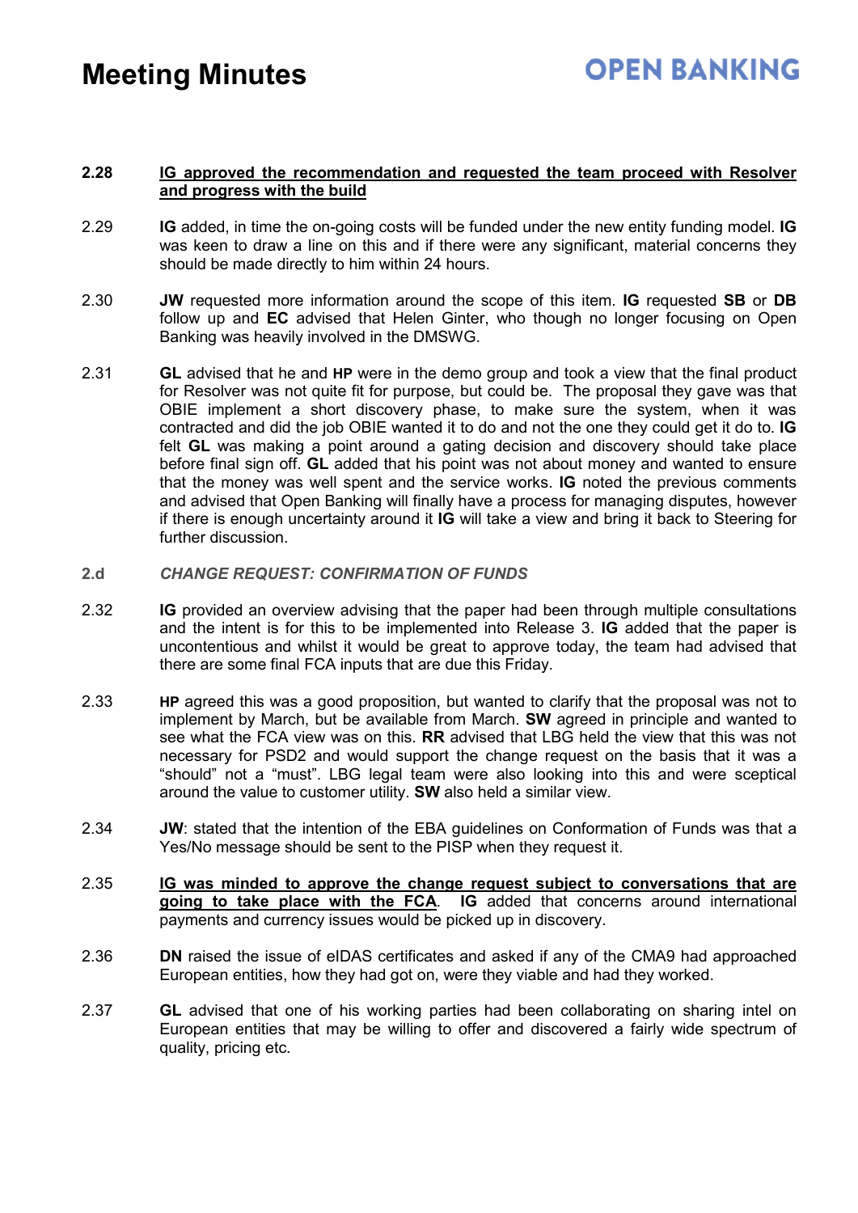**2.28** **<u>IG approved the recommendation and requested the team proceed with Resolver and progress with the build</u>**

2.29 **IG** added, in time the on-going costs will be funded under the new entity funding model. **IG** was keen to draw a line on this and if there were any significant, material concerns they should be made directly to him within 24 hours.

2.30 **JW** requested more information around the scope of this item. **IG** requested **SB** or **DB** follow up and **EC** advised that Helen Ginter, who though no longer focusing on Open Banking was heavily involved in the DMSWG.

2.31 **GL** advised that he and **HP** were in the demo group and took a view that the final product for Resolver was not quite fit for purpose, but could be. The proposal they gave was that OBIE implement a short discovery phase, to make sure the system, when it was contracted and did the job OBIE wanted it to do and not the one they could get it do to. **IG** felt **GL** was making a point around a gating decision and discovery should take place before final sign off. **GL** added that his point was not about money and wanted to ensure that the money was well spent and the service works. **IG** noted the previous comments and advised that Open Banking will finally have a process for managing disputes, however if there is enough uncertainty around it **IG** will take a view and bring it back to Steering for further discussion.

**2.d** ***CHANGE REQUEST: CONFIRMATION OF FUNDS***

2.32 **IG** provided an overview advising that the paper had been through multiple consultations and the intent is for this to be implemented into Release 3. **IG** added that the paper is uncontentious and whilst it would be great to approve today, the team had advised that there are some final FCA inputs that are due this Friday.

2.33 **HP** agreed this was a good proposition, but wanted to clarify that the proposal was not to implement by March, but be available from March. **SW** agreed in principle and wanted to see what the FCA view was on this. **RR** advised that LBG held the view that this was not necessary for PSD2 and would support the change request on the basis that it was a "should" not a "must". LBG legal team were also looking into this and were sceptical around the value to customer utility. **SW** also held a similar view.

2.34 **JW**: stated that the intention of the EBA guidelines on Conformation of Funds was that a Yes/No message should be sent to the PISP when they request it.

2.35 **<u>IG was minded to approve the change request subject to conversations that are going to take place with the FCA</u>**. **IG** added that concerns around international payments and currency issues would be picked up in discovery.

2.36 **DN** raised the issue of eIDAS certificates and asked if any of the CMA9 had approached European entities, how they had got on, were they viable and had they worked.

2.37 **GL** advised that one of his working parties had been collaborating on sharing intel on European entities that may be willing to offer and discovered a fairly wide spectrum of quality, pricing etc.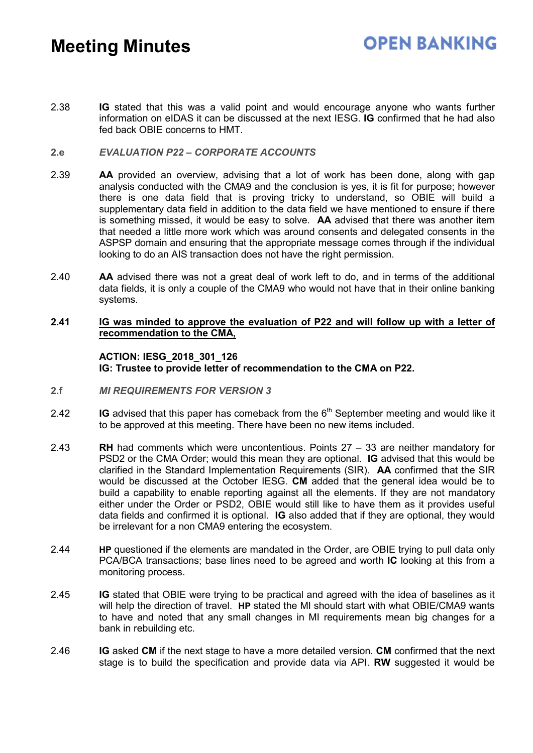2.38 **IG** stated that this was a valid point and would encourage anyone who wants further information on eIDAS it can be discussed at the next IESG. **IG** confirmed that he had also fed back OBIE concerns to HMT.

**2.e** ***EVALUATION P22 – CORPORATE ACCOUNTS***

2.39 **AA** provided an overview, advising that a lot of work has been done, along with gap analysis conducted with the CMA9 and the conclusion is yes, it is fit for purpose; however there is one data field that is proving tricky to understand, so OBIE will build a supplementary data field in addition to the data field we have mentioned to ensure if there is something missed, it would be easy to solve. **AA** advised that there was another item that needed a little more work which was around consents and delegated consents in the ASPSP domain and ensuring that the appropriate message comes through if the individual looking to do an AIS transaction does not have the right permission.

2.40 **AA** advised there was not a great deal of work left to do, and in terms of the additional data fields, it is only a couple of the CMA9 who would not have that in their online banking systems.

**2.41** **<u>IG was minded to approve the evaluation of P22 and will follow up with a letter of recommendation to the CMA,</u>**

**ACTION: IESG_2018_301_126**
**IG: Trustee to provide letter of recommendation to the CMA on P22.**

**2.f** ***MI REQUIREMENTS FOR VERSION 3***

2.42 **IG** advised that this paper has comeback from the 6th September meeting and would like it to be approved at this meeting. There have been no new items included.

2.43 **RH** had comments which were uncontentious. Points 27 – 33 are neither mandatory for PSD2 or the CMA Order; would this mean they are optional. **IG** advised that this would be clarified in the Standard Implementation Requirements (SIR). **AA** confirmed that the SIR would be discussed at the October IESG. **CM** added that the general idea would be to build a capability to enable reporting against all the elements. If they are not mandatory either under the Order or PSD2, OBIE would still like to have them as it provides useful data fields and confirmed it is optional. **IG** also added that if they are optional, they would be irrelevant for a non CMA9 entering the ecosystem.

2.44 **HP** questioned if the elements are mandated in the Order, are OBIE trying to pull data only PCA/BCA transactions; base lines need to be agreed and worth **IC** looking at this from a monitoring process.

2.45 **IG** stated that OBIE were trying to be practical and agreed with the idea of baselines as it will help the direction of travel. **HP** stated the MI should start with what OBIE/CMA9 wants to have and noted that any small changes in MI requirements mean big changes for a bank in rebuilding etc.

2.46 **IG** asked **CM** if the next stage to have a more detailed version. **CM** confirmed that the next stage is to build the specification and provide data via API. **RW** suggested it would be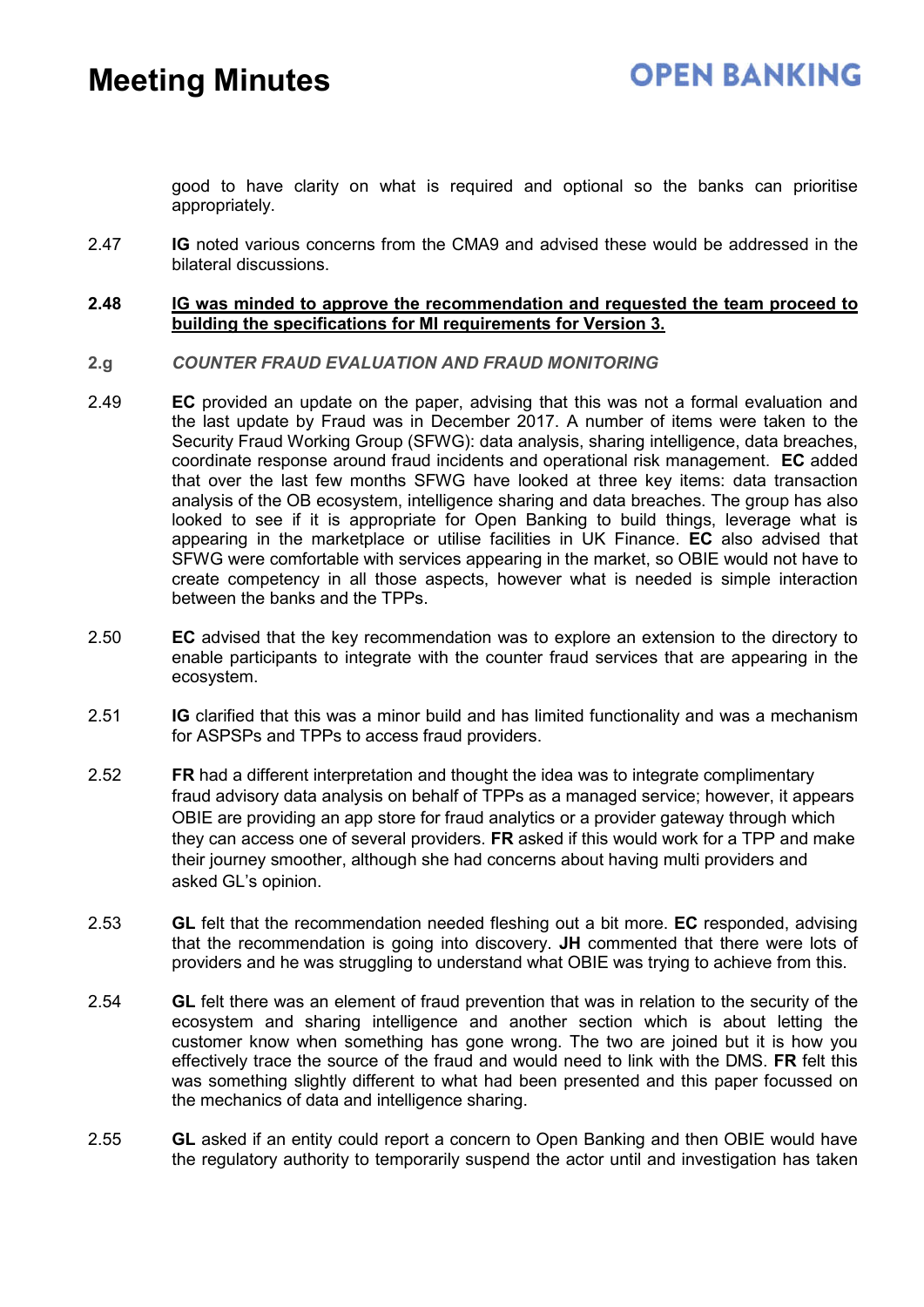good to have clarity on what is required and optional so the banks can prioritise appropriately.

2.47 **IG** noted various concerns from the CMA9 and advised these would be addressed in the bilateral discussions.

**2.48** **IG was minded to approve the recommendation and requested the team proceed to building the specifications for MI requirements for Version 3.**

**2.g** ***COUNTER FRAUD EVALUATION AND FRAUD MONITORING***

2.49 **EC** provided an update on the paper, advising that this was not a formal evaluation and the last update by Fraud was in December 2017. A number of items were taken to the Security Fraud Working Group (SFWG): data analysis, sharing intelligence, data breaches, coordinate response around fraud incidents and operational risk management. **EC** added that over the last few months SFWG have looked at three key items: data transaction analysis of the OB ecosystem, intelligence sharing and data breaches. The group has also looked to see if it is appropriate for Open Banking to build things, leverage what is appearing in the marketplace or utilise facilities in UK Finance. **EC** also advised that SFWG were comfortable with services appearing in the market, so OBIE would not have to create competency in all those aspects, however what is needed is simple interaction between the banks and the TPPs.

2.50 **EC** advised that the key recommendation was to explore an extension to the directory to enable participants to integrate with the counter fraud services that are appearing in the ecosystem.

2.51 **IG** clarified that this was a minor build and has limited functionality and was a mechanism for ASPSPs and TPPs to access fraud providers.

2.52 **FR** had a different interpretation and thought the idea was to integrate complimentary fraud advisory data analysis on behalf of TPPs as a managed service; however, it appears OBIE are providing an app store for fraud analytics or a provider gateway through which they can access one of several providers. **FR** asked if this would work for a TPP and make their journey smoother, although she had concerns about having multi providers and asked GL's opinion.

2.53 **GL** felt that the recommendation needed fleshing out a bit more. **EC** responded, advising that the recommendation is going into discovery. **JH** commented that there were lots of providers and he was struggling to understand what OBIE was trying to achieve from this.

2.54 **GL** felt there was an element of fraud prevention that was in relation to the security of the ecosystem and sharing intelligence and another section which is about letting the customer know when something has gone wrong. The two are joined but it is how you effectively trace the source of the fraud and would need to link with the DMS. **FR** felt this was something slightly different to what had been presented and this paper focussed on the mechanics of data and intelligence sharing.

2.55 **GL** asked if an entity could report a concern to Open Banking and then OBIE would have the regulatory authority to temporarily suspend the actor until and investigation has taken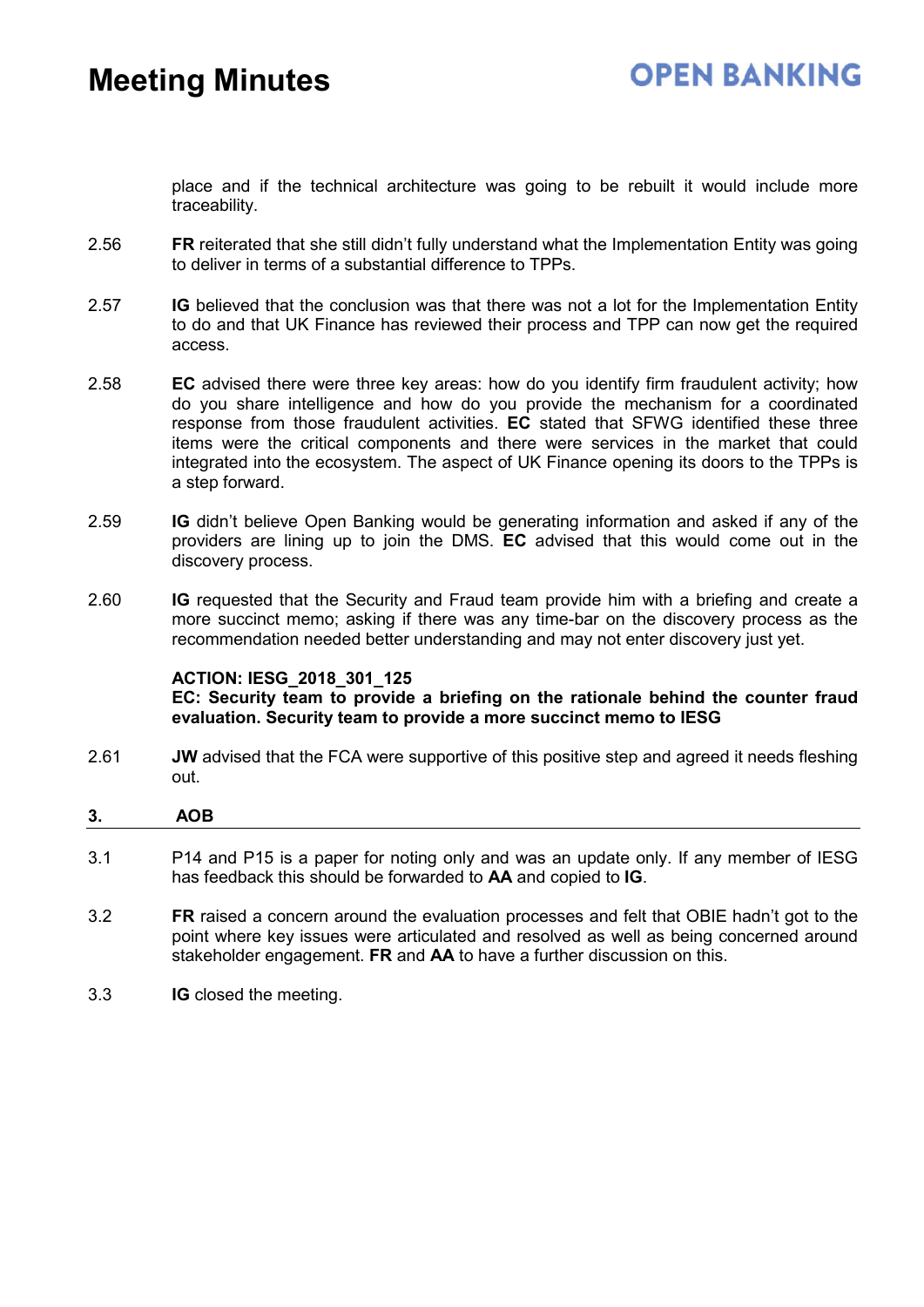place and if the technical architecture was going to be rebuilt it would include more traceability.

2.56 **FR** reiterated that she still didn't fully understand what the Implementation Entity was going to deliver in terms of a substantial difference to TPPs.

2.57 **IG** believed that the conclusion was that there was not a lot for the Implementation Entity to do and that UK Finance has reviewed their process and TPP can now get the required access.

2.58 **EC** advised there were three key areas: how do you identify firm fraudulent activity; how do you share intelligence and how do you provide the mechanism for a coordinated response from those fraudulent activities. **EC** stated that SFWG identified these three items were the critical components and there were services in the market that could integrated into the ecosystem. The aspect of UK Finance opening its doors to the TPPs is a step forward.

2.59 **IG** didn't believe Open Banking would be generating information and asked if any of the providers are lining up to join the DMS. **EC** advised that this would come out in the discovery process.

2.60 **IG** requested that the Security and Fraud team provide him with a briefing and create a more succinct memo; asking if there was any time-bar on the discovery process as the recommendation needed better understanding and may not enter discovery just yet.

**ACTION: IESG_2018_301_125**
**EC: Security team to provide a briefing on the rationale behind the counter fraud evaluation. Security team to provide a more succinct memo to IESG**

2.61 **JW** advised that the FCA were supportive of this positive step and agreed it needs fleshing out.

## 3. AOB

3.1 P14 and P15 is a paper for noting only and was an update only. If any member of IESG has feedback this should be forwarded to **AA** and copied to **IG**.

3.2 **FR** raised a concern around the evaluation processes and felt that OBIE hadn't got to the point where key issues were articulated and resolved as well as being concerned around stakeholder engagement. **FR** and **AA** to have a further discussion on this.

3.3 **IG** closed the meeting.